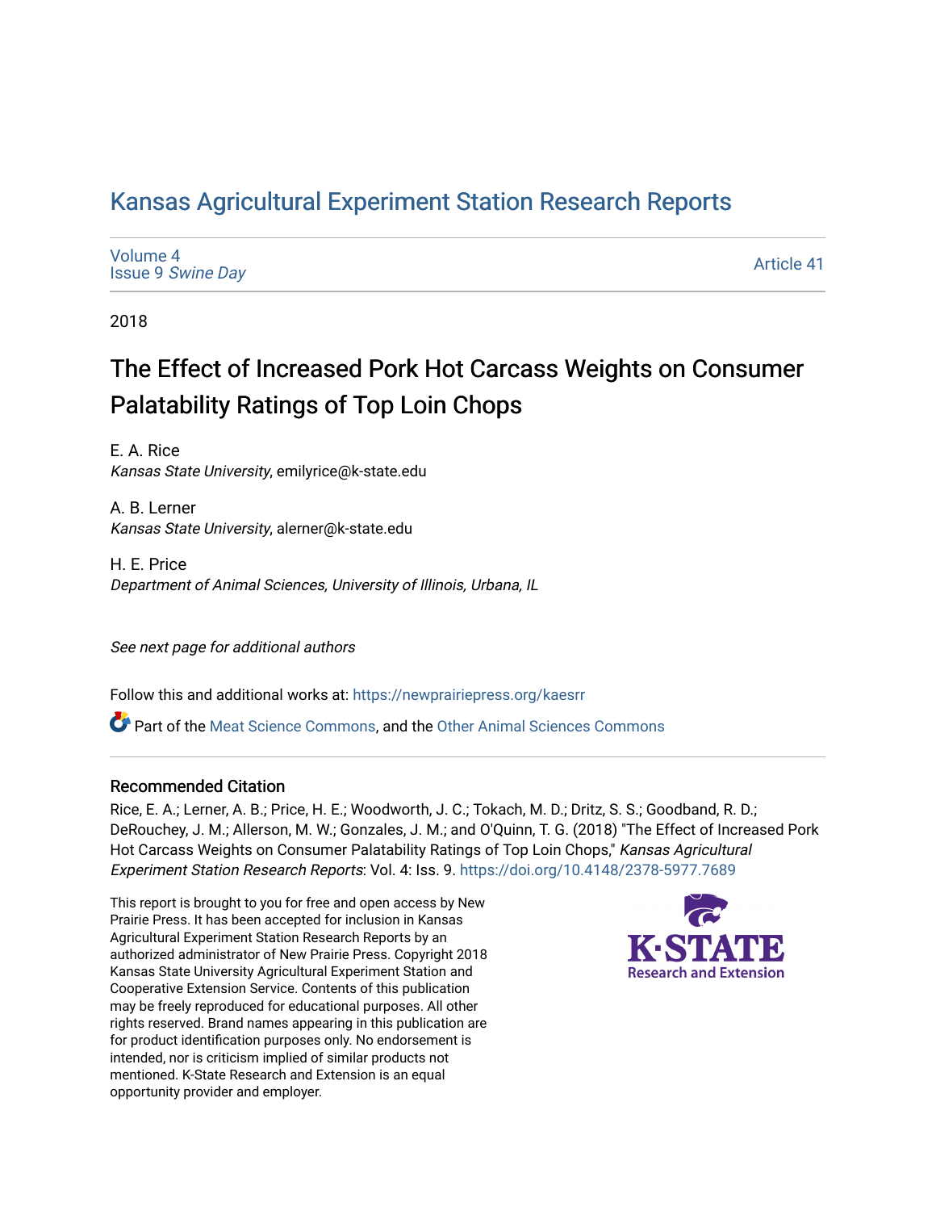# Kansas Agricultural Experiment Station Research Reports

Volume 4
Issue 9 *Swine Day*

Article 41

2018

## The Effect of Increased Pork Hot Carcass Weights on Consumer Palatability Ratings of Top Loin Chops

E. A. Rice
*Kansas State University*, emilyrice@k-state.edu

A. B. Lerner
*Kansas State University*, alerner@k-state.edu

H. E. Price
*Department of Animal Sciences, University of Illinois, Urbana, IL*

*See next page for additional authors*

Follow this and additional works at: https://newprairiepress.org/kaesrr

Part of the Meat Science Commons, and the Other Animal Sciences Commons

### Recommended Citation

Rice, E. A.; Lerner, A. B.; Price, H. E.; Woodworth, J. C.; Tokach, M. D.; Dritz, S. S.; Goodband, R. D.; DeRouchey, J. M.; Allerson, M. W.; Gonzales, J. M.; and O'Quinn, T. G. (2018) "The Effect of Increased Pork Hot Carcass Weights on Consumer Palatability Ratings of Top Loin Chops," *Kansas Agricultural Experiment Station Research Reports*: Vol. 4: Iss. 9. https://doi.org/10.4148/2378-5977.7689

This report is brought to you for free and open access by New Prairie Press. It has been accepted for inclusion in Kansas Agricultural Experiment Station Research Reports by an authorized administrator of New Prairie Press. Copyright 2018 Kansas State University Agricultural Experiment Station and Cooperative Extension Service. Contents of this publication may be freely reproduced for educational purposes. All other rights reserved. Brand names appearing in this publication are for product identification purposes only. No endorsement is intended, nor is criticism implied of similar products not mentioned. K-State Research and Extension is an equal opportunity provider and employer.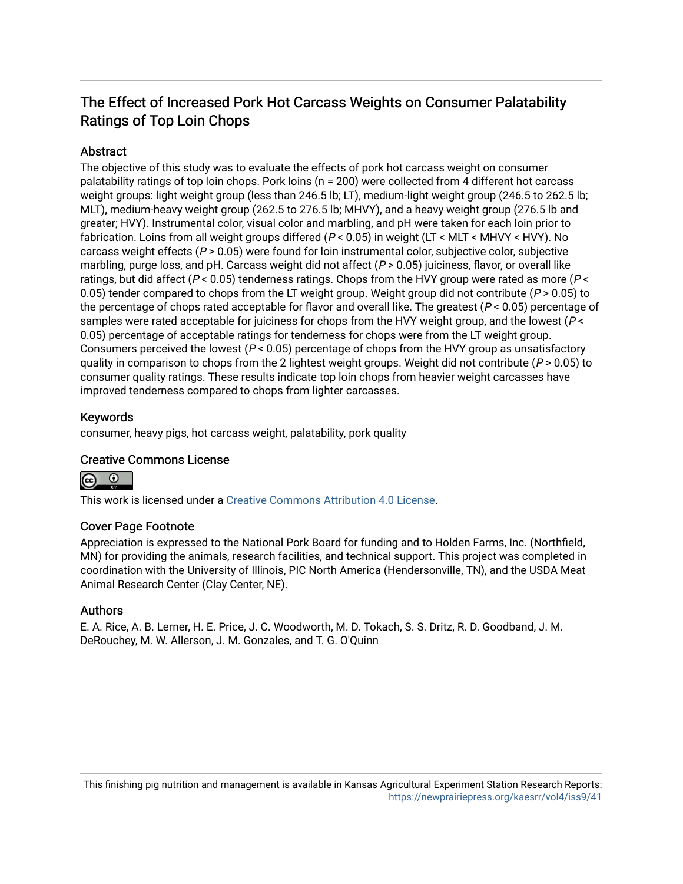# The Effect of Increased Pork Hot Carcass Weights on Consumer Palatability Ratings of Top Loin Chops

## Abstract

The objective of this study was to evaluate the effects of pork hot carcass weight on consumer palatability ratings of top loin chops. Pork loins (n = 200) were collected from 4 different hot carcass weight groups: light weight group (less than 246.5 lb; LT), medium-light weight group (246.5 to 262.5 lb; MLT), medium-heavy weight group (262.5 to 276.5 lb; MHVY), and a heavy weight group (276.5 lb and greater; HVY). Instrumental color, visual color and marbling, and pH were taken for each loin prior to fabrication. Loins from all weight groups differed ($P < 0.05$) in weight (LT < MLT < MHVY < HVY). No carcass weight effects ($P > 0.05$) were found for loin instrumental color, subjective color, subjective marbling, purge loss, and pH. Carcass weight did not affect ($P > 0.05$) juiciness, flavor, or overall like ratings, but did affect ($P < 0.05$) tenderness ratings. Chops from the HVY group were rated as more ($P < 0.05$) tender compared to chops from the LT weight group. Weight group did not contribute ($P > 0.05$) to the percentage of chops rated acceptable for flavor and overall like. The greatest ($P < 0.05$) percentage of samples were rated acceptable for juiciness for chops from the HVY weight group, and the lowest ($P < 0.05$) percentage of acceptable ratings for tenderness for chops were from the LT weight group. Consumers perceived the lowest ($P < 0.05$) percentage of chops from the HVY group as unsatisfactory quality in comparison to chops from the 2 lightest weight groups. Weight did not contribute ($P > 0.05$) to consumer quality ratings. These results indicate top loin chops from heavier weight carcasses have improved tenderness compared to chops from lighter carcasses.

## Keywords

consumer, heavy pigs, hot carcass weight, palatability, pork quality

## Creative Commons License

This work is licensed under a Creative Commons Attribution 4.0 License.

## Cover Page Footnote

Appreciation is expressed to the National Pork Board for funding and to Holden Farms, Inc. (Northfield, MN) for providing the animals, research facilities, and technical support. This project was completed in coordination with the University of Illinois, PIC North America (Hendersonville, TN), and the USDA Meat Animal Research Center (Clay Center, NE).

## Authors

E. A. Rice, A. B. Lerner, H. E. Price, J. C. Woodworth, M. D. Tokach, S. S. Dritz, R. D. Goodband, J. M. DeRouchey, M. W. Allerson, J. M. Gonzales, and T. G. O'Quinn

This finishing pig nutrition and management is available in Kansas Agricultural Experiment Station Research Reports: https://newprairiepress.org/kaesrr/vol4/iss9/41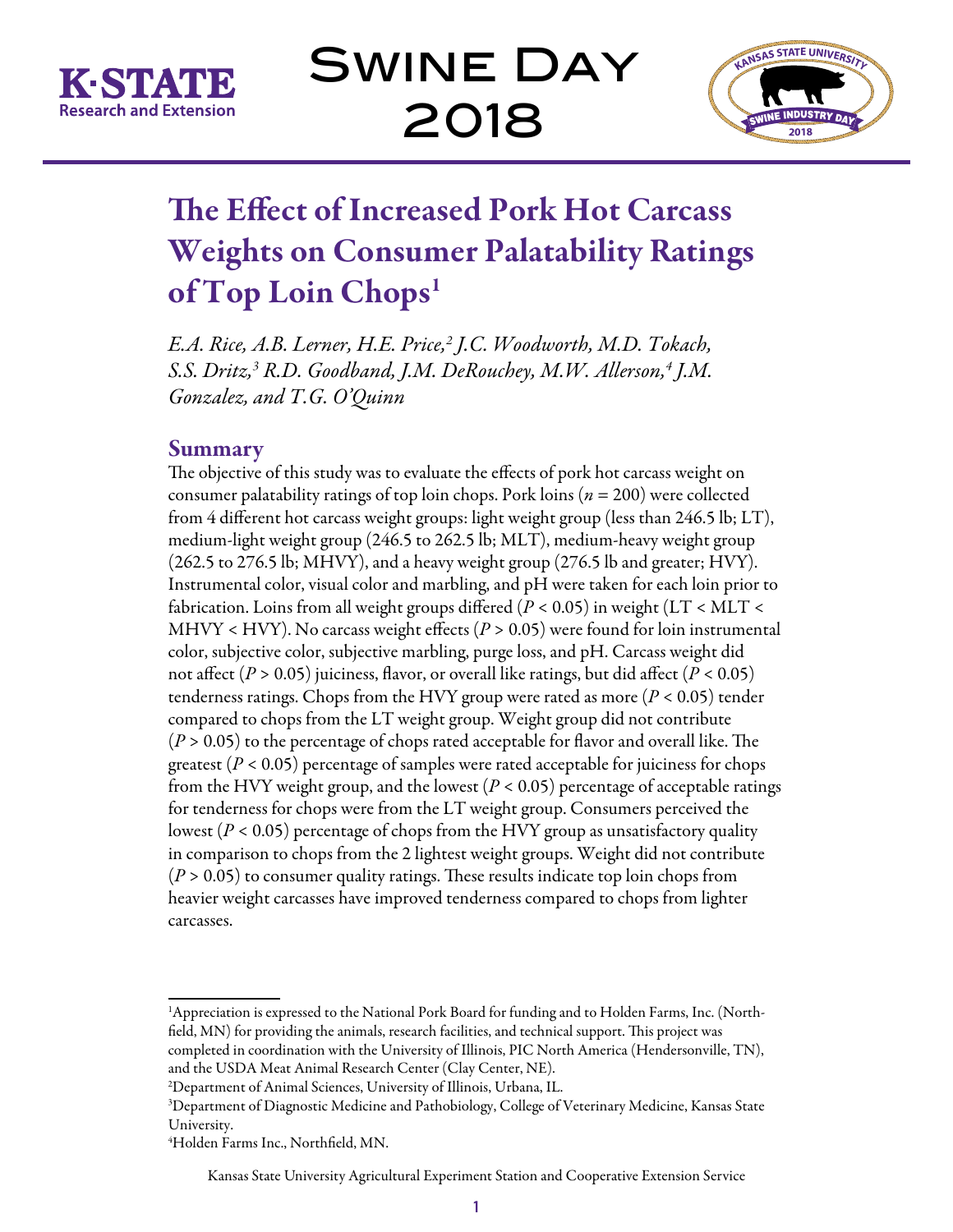# The Effect of Increased Pork Hot Carcass Weights on Consumer Palatability Ratings of Top Loin Chops[1]

*E.A. Rice, A.B. Lerner, H.E. Price,[2] J.C. Woodworth, M.D. Tokach, S.S. Dritz,[3] R.D. Goodband, J.M. DeRouchey, M.W. Allerson,[4] J.M. Gonzalez, and T.G. O'Quinn*

## Summary

The objective of this study was to evaluate the effects of pork hot carcass weight on consumer palatability ratings of top loin chops. Pork loins ($n$ = 200) were collected from 4 different hot carcass weight groups: light weight group (less than 246.5 lb; LT), medium-light weight group (246.5 to 262.5 lb; MLT), medium-heavy weight group (262.5 to 276.5 lb; MHVY), and a heavy weight group (276.5 lb and greater; HVY). Instrumental color, visual color and marbling, and pH were taken for each loin prior to fabrication. Loins from all weight groups differed ($P < 0.05$) in weight (LT < MLT < MHVY < HVY). No carcass weight effects ($P > 0.05$) were found for loin instrumental color, subjective color, subjective marbling, purge loss, and pH. Carcass weight did not affect ($P > 0.05$) juiciness, flavor, or overall like ratings, but did affect ($P < 0.05$) tenderness ratings. Chops from the HVY group were rated as more ($P < 0.05$) tender compared to chops from the LT weight group. Weight group did not contribute ($P > 0.05$) to the percentage of chops rated acceptable for flavor and overall like. The greatest ($P < 0.05$) percentage of samples were rated acceptable for juiciness for chops from the HVY weight group, and the lowest ($P < 0.05$) percentage of acceptable ratings for tenderness for chops were from the LT weight group. Consumers perceived the lowest ($P < 0.05$) percentage of chops from the HVY group as unsatisfactory quality in comparison to chops from the 2 lightest weight groups. Weight did not contribute ($P > 0.05$) to consumer quality ratings. These results indicate top loin chops from heavier weight carcasses have improved tenderness compared to chops from lighter carcasses.

---

[1]Appreciation is expressed to the National Pork Board for funding and to Holden Farms, Inc. (Northfield, MN) for providing the animals, research facilities, and technical support. This project was completed in coordination with the University of Illinois, PIC North America (Hendersonville, TN), and the USDA Meat Animal Research Center (Clay Center, NE).

[2]Department of Animal Sciences, University of Illinois, Urbana, IL.

[3]Department of Diagnostic Medicine and Pathobiology, College of Veterinary Medicine, Kansas State University.

[4]Holden Farms Inc., Northfield, MN.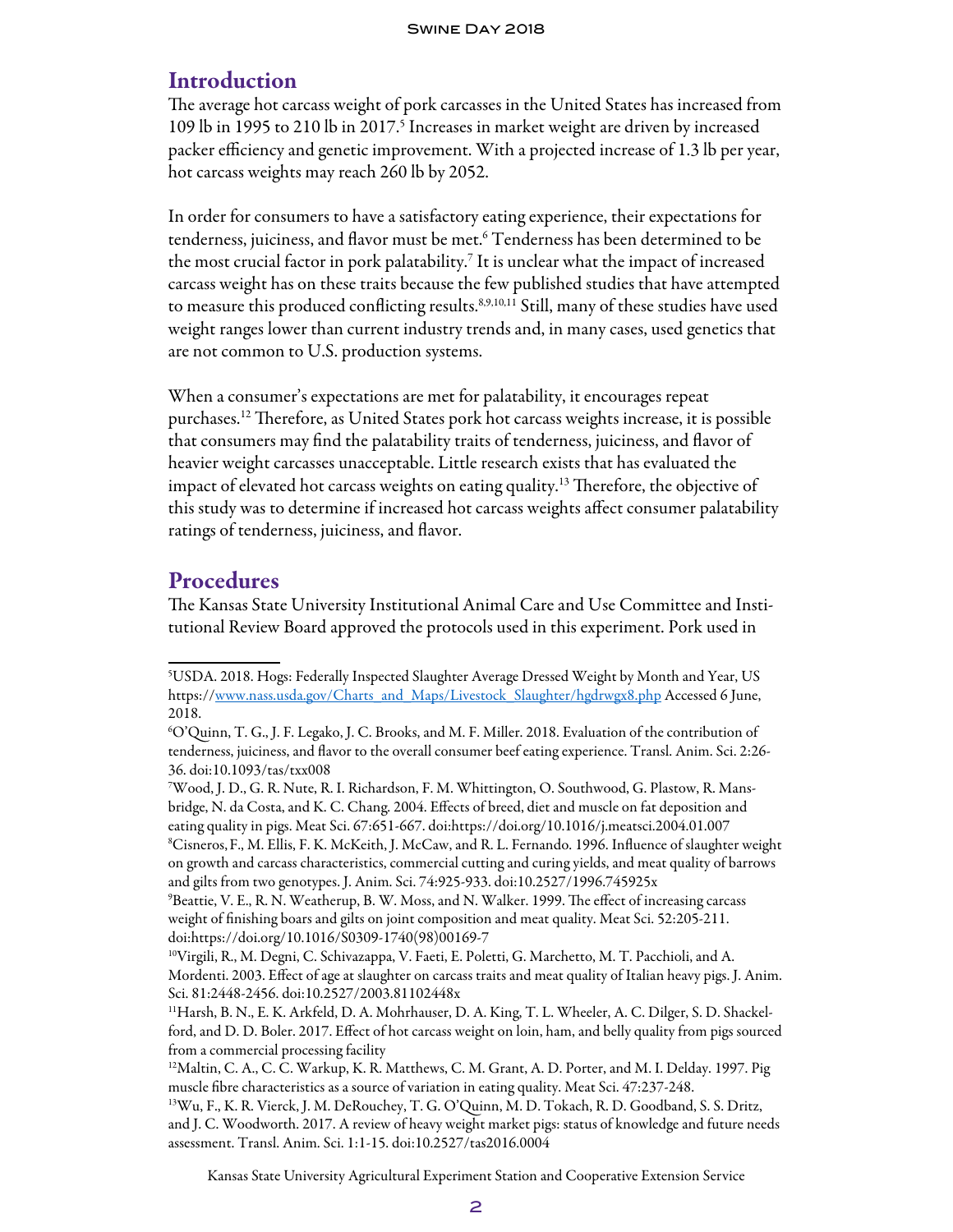## Introduction

The average hot carcass weight of pork carcasses in the United States has increased from 109 lb in 1995 to 210 lb in 2017.[5] Increases in market weight are driven by increased packer efficiency and genetic improvement. With a projected increase of 1.3 lb per year, hot carcass weights may reach 260 lb by 2052.

In order for consumers to have a satisfactory eating experience, their expectations for tenderness, juiciness, and flavor must be met.[6] Tenderness has been determined to be the most crucial factor in pork palatability.[7] It is unclear what the impact of increased carcass weight has on these traits because the few published studies that have attempted to measure this produced conflicting results.[8,9,10,11] Still, many of these studies have used weight ranges lower than current industry trends and, in many cases, used genetics that are not common to U.S. production systems.

When a consumer's expectations are met for palatability, it encourages repeat purchases.[12] Therefore, as United States pork hot carcass weights increase, it is possible that consumers may find the palatability traits of tenderness, juiciness, and flavor of heavier weight carcasses unacceptable. Little research exists that has evaluated the impact of elevated hot carcass weights on eating quality.[13] Therefore, the objective of this study was to determine if increased hot carcass weights affect consumer palatability ratings of tenderness, juiciness, and flavor.

## Procedures

The Kansas State University Institutional Animal Care and Use Committee and Institutional Review Board approved the protocols used in this experiment. Pork used in

---

[5]USDA. 2018. Hogs: Federally Inspected Slaughter Average Dressed Weight by Month and Year, US https://www.nass.usda.gov/Charts_and_Maps/Livestock_Slaughter/hgdrwgx8.php Accessed 6 June, 2018.

[6]O'Quinn, T. G., J. F. Legako, J. C. Brooks, and M. F. Miller. 2018. Evaluation of the contribution of tenderness, juiciness, and flavor to the overall consumer beef eating experience. Transl. Anim. Sci. 2:26-36. doi:10.1093/tas/txx008

[7]Wood, J. D., G. R. Nute, R. I. Richardson, F. M. Whittington, O. Southwood, G. Plastow, R. Mansbridge, N. da Costa, and K. C. Chang. 2004. Effects of breed, diet and muscle on fat deposition and eating quality in pigs. Meat Sci. 67:651-667. doi:https://doi.org/10.1016/j.meatsci.2004.01.007

[8]Cisneros, F., M. Ellis, F. K. McKeith, J. McCaw, and R. L. Fernando. 1996. Influence of slaughter weight on growth and carcass characteristics, commercial cutting and curing yields, and meat quality of barrows and gilts from two genotypes. J. Anim. Sci. 74:925-933. doi:10.2527/1996.745925x

[9]Beattie, V. E., R. N. Weatherup, B. W. Moss, and N. Walker. 1999. The effect of increasing carcass weight of finishing boars and gilts on joint composition and meat quality. Meat Sci. 52:205-211. doi:https://doi.org/10.1016/S0309-1740(98)00169-7

[10]Virgili, R., M. Degni, C. Schivazappa, V. Faeti, E. Poletti, G. Marchetto, M. T. Pacchioli, and A. Mordenti. 2003. Effect of age at slaughter on carcass traits and meat quality of Italian heavy pigs. J. Anim. Sci. 81:2448-2456. doi:10.2527/2003.81102448x

[11]Harsh, B. N., E. K. Arkfeld, D. A. Mohrhauser, D. A. King, T. L. Wheeler, A. C. Dilger, S. D. Shackelford, and D. D. Boler. 2017. Effect of hot carcass weight on loin, ham, and belly quality from pigs sourced from a commercial processing facility

[12]Maltin, C. A., C. C. Warkup, K. R. Matthews, C. M. Grant, A. D. Porter, and M. I. Delday. 1997. Pig muscle fibre characteristics as a source of variation in eating quality. Meat Sci. 47:237-248.

[13]Wu, F., K. R. Vierck, J. M. DeRouchey, T. G. O'Quinn, M. D. Tokach, R. D. Goodband, S. S. Dritz, and J. C. Woodworth. 2017. A review of heavy weight market pigs: status of knowledge and future needs assessment. Transl. Anim. Sci. 1:1-15. doi:10.2527/tas2016.0004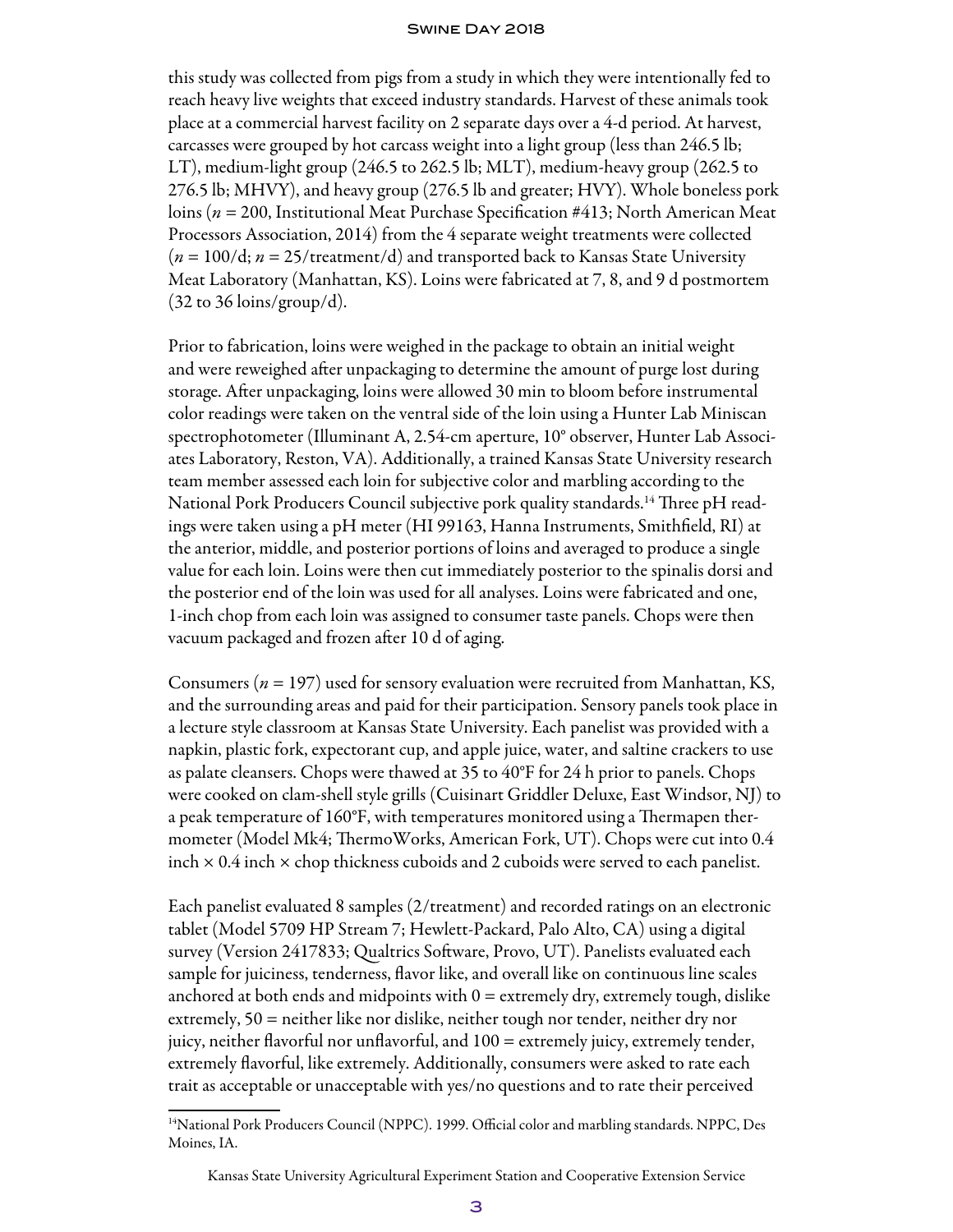this study was collected from pigs from a study in which they were intentionally fed to reach heavy live weights that exceed industry standards. Harvest of these animals took place at a commercial harvest facility on 2 separate days over a 4-d period. At harvest, carcasses were grouped by hot carcass weight into a light group (less than 246.5 lb; LT), medium-light group (246.5 to 262.5 lb; MLT), medium-heavy group (262.5 to 276.5 lb; MHVY), and heavy group (276.5 lb and greater; HVY). Whole boneless pork loins (*n* = 200, Institutional Meat Purchase Specification #413; North American Meat Processors Association, 2014) from the 4 separate weight treatments were collected (*n* = 100/d; *n* = 25/treatment/d) and transported back to Kansas State University Meat Laboratory (Manhattan, KS). Loins were fabricated at 7, 8, and 9 d postmortem (32 to 36 loins/group/d).

Prior to fabrication, loins were weighed in the package to obtain an initial weight and were reweighed after unpackaging to determine the amount of purge lost during storage. After unpackaging, loins were allowed 30 min to bloom before instrumental color readings were taken on the ventral side of the loin using a Hunter Lab Miniscan spectrophotometer (Illuminant A, 2.54-cm aperture, 10° observer, Hunter Lab Associates Laboratory, Reston, VA). Additionally, a trained Kansas State University research team member assessed each loin for subjective color and marbling according to the National Pork Producers Council subjective pork quality standards.[14] Three pH readings were taken using a pH meter (HI 99163, Hanna Instruments, Smithfield, RI) at the anterior, middle, and posterior portions of loins and averaged to produce a single value for each loin. Loins were then cut immediately posterior to the spinalis dorsi and the posterior end of the loin was used for all analyses. Loins were fabricated and one, 1-inch chop from each loin was assigned to consumer taste panels. Chops were then vacuum packaged and frozen after 10 d of aging.

Consumers (*n* = 197) used for sensory evaluation were recruited from Manhattan, KS, and the surrounding areas and paid for their participation. Sensory panels took place in a lecture style classroom at Kansas State University. Each panelist was provided with a napkin, plastic fork, expectorant cup, and apple juice, water, and saltine crackers to use as palate cleansers. Chops were thawed at 35 to 40°F for 24 h prior to panels. Chops were cooked on clam-shell style grills (Cuisinart Griddler Deluxe, East Windsor, NJ) to a peak temperature of 160°F, with temperatures monitored using a Thermapen thermometer (Model Mk4; ThermoWorks, American Fork, UT). Chops were cut into 0.4 inch × 0.4 inch × chop thickness cuboids and 2 cuboids were served to each panelist.

Each panelist evaluated 8 samples (2/treatment) and recorded ratings on an electronic tablet (Model 5709 HP Stream 7; Hewlett-Packard, Palo Alto, CA) using a digital survey (Version 2417833; Qualtrics Software, Provo, UT). Panelists evaluated each sample for juiciness, tenderness, flavor like, and overall like on continuous line scales anchored at both ends and midpoints with 0 = extremely dry, extremely tough, dislike extremely, 50 = neither like nor dislike, neither tough nor tender, neither dry nor juicy, neither flavorful nor unflavorful, and 100 = extremely juicy, extremely tender, extremely flavorful, like extremely. Additionally, consumers were asked to rate each trait as acceptable or unacceptable with yes/no questions and to rate their perceived

[14]National Pork Producers Council (NPPC). 1999. Official color and marbling standards. NPPC, Des Moines, IA.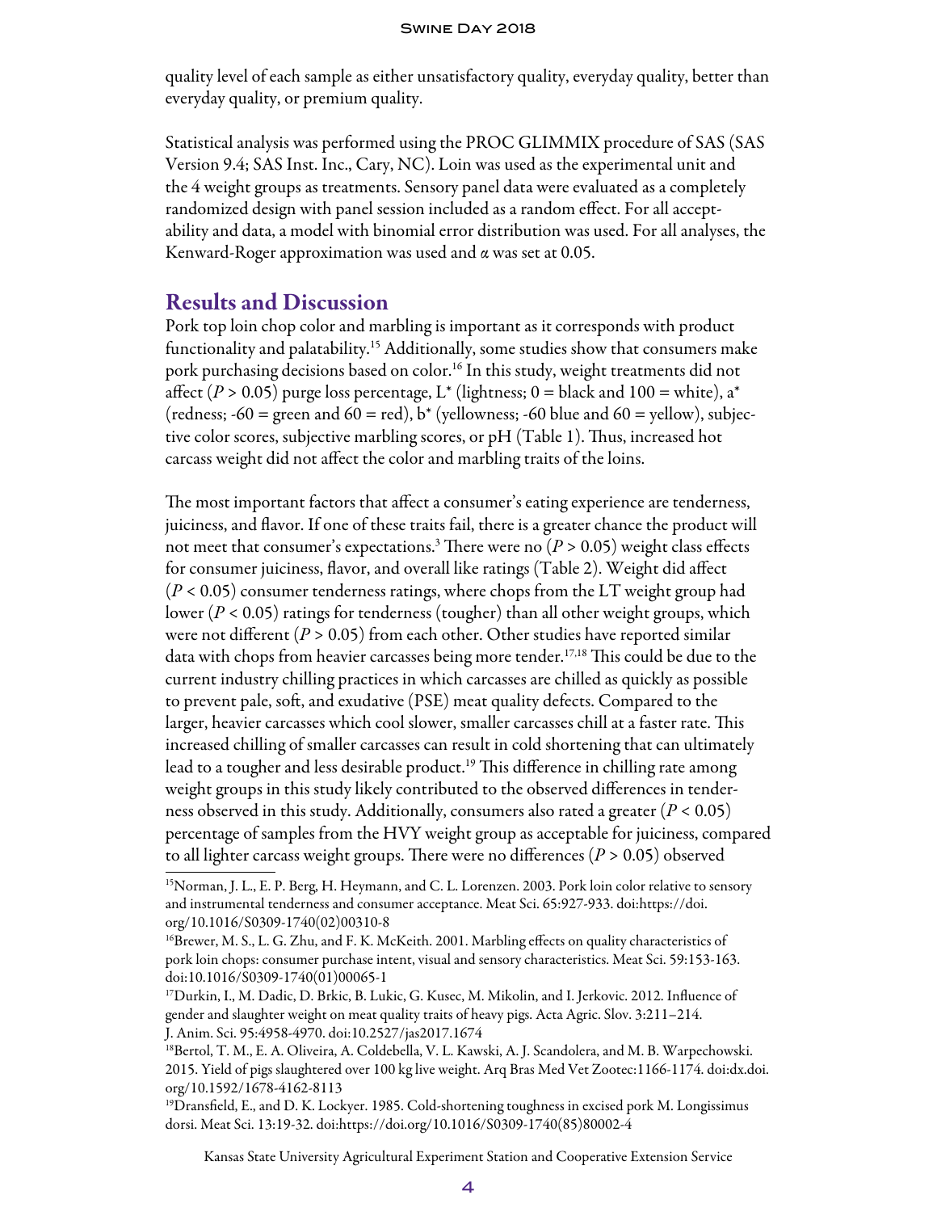quality level of each sample as either unsatisfactory quality, everyday quality, better than everyday quality, or premium quality.

Statistical analysis was performed using the PROC GLIMMIX procedure of SAS (SAS Version 9.4; SAS Inst. Inc., Cary, NC). Loin was used as the experimental unit and the 4 weight groups as treatments. Sensory panel data were evaluated as a completely randomized design with panel session included as a random effect. For all acceptability and data, a model with binomial error distribution was used. For all analyses, the Kenward-Roger approximation was used and $\alpha$ was set at 0.05.

## Results and Discussion

Pork top loin chop color and marbling is important as it corresponds with product functionality and palatability.[15] Additionally, some studies show that consumers make pork purchasing decisions based on color.[16] In this study, weight treatments did not affect ($P > 0.05$) purge loss percentage, $L^*$ (lightness; 0 = black and 100 = white), $a^*$ (redness; -60 = green and 60 = red), $b^*$ (yellowness; -60 blue and 60 = yellow), subjective color scores, subjective marbling scores, or pH (Table 1). Thus, increased hot carcass weight did not affect the color and marbling traits of the loins.

The most important factors that affect a consumer's eating experience are tenderness, juiciness, and flavor. If one of these traits fail, there is a greater chance the product will not meet that consumer's expectations.[3] There were no ($P > 0.05$) weight class effects for consumer juiciness, flavor, and overall like ratings (Table 2). Weight did affect ($P < 0.05$) consumer tenderness ratings, where chops from the LT weight group had lower ($P < 0.05$) ratings for tenderness (tougher) than all other weight groups, which were not different ($P > 0.05$) from each other. Other studies have reported similar data with chops from heavier carcasses being more tender.[17,18] This could be due to the current industry chilling practices in which carcasses are chilled as quickly as possible to prevent pale, soft, and exudative (PSE) meat quality defects. Compared to the larger, heavier carcasses which cool slower, smaller carcasses chill at a faster rate. This increased chilling of smaller carcasses can result in cold shortening that can ultimately lead to a tougher and less desirable product.[19] This difference in chilling rate among weight groups in this study likely contributed to the observed differences in tenderness observed in this study. Additionally, consumers also rated a greater ($P < 0.05$) percentage of samples from the HVY weight group as acceptable for juiciness, compared to all lighter carcass weight groups. There were no differences ($P > 0.05$) observed

---

[15] Norman, J. L., E. P. Berg, H. Heymann, and C. L. Lorenzen. 2003. Pork loin color relative to sensory and instrumental tenderness and consumer acceptance. Meat Sci. 65:927-933. doi:https://doi.org/10.1016/S0309-1740(02)00310-8

[16] Brewer, M. S., L. G. Zhu, and F. K. McKeith. 2001. Marbling effects on quality characteristics of pork loin chops: consumer purchase intent, visual and sensory characteristics. Meat Sci. 59:153-163. doi:10.1016/S0309-1740(01)00065-1

[17] Durkin, I., M. Dadic, D. Brkic, B. Lukic, G. Kusec, M. Mikolin, and I. Jerkovic. 2012. Influence of gender and slaughter weight on meat quality traits of heavy pigs. Acta Agric. Slov. 3:211–214. J. Anim. Sci. 95:4958-4970. doi:10.2527/jas2017.1674

[18] Bertol, T. M., E. A. Oliveira, A. Coldebella, V. L. Kawski, A. J. Scandolera, and M. B. Warpechowski. 2015. Yield of pigs slaughtered over 100 kg live weight. Arq Bras Med Vet Zootec:1166-1174. doi:dx.doi.org/10.1592/1678-4162-8113

[19] Dransfield, E., and D. K. Lockyer. 1985. Cold-shortening toughness in excised pork M. Longissimus dorsi. Meat Sci. 13:19-32. doi:https://doi.org/10.1016/S0309-1740(85)80002-4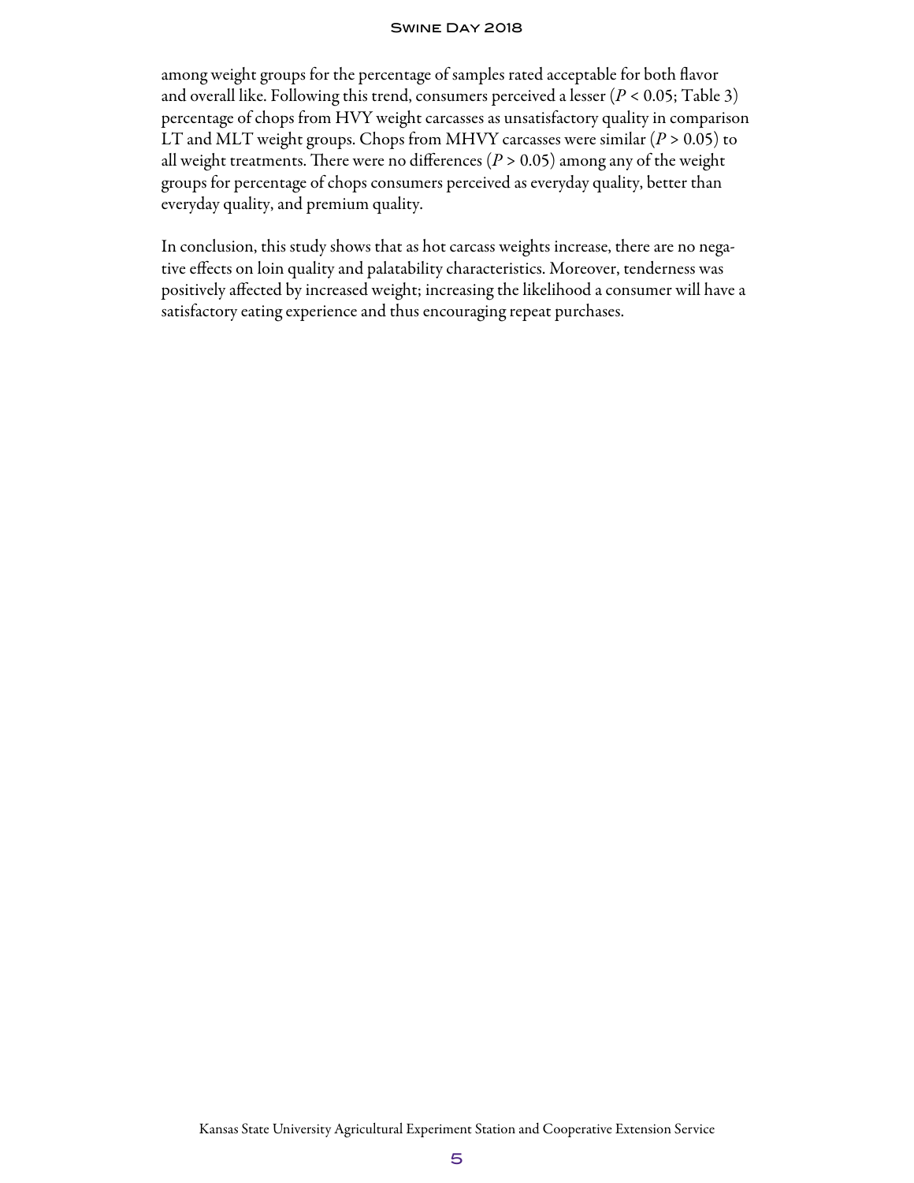among weight groups for the percentage of samples rated acceptable for both flavor and overall like. Following this trend, consumers perceived a lesser ($P < 0.05$; Table 3) percentage of chops from HVY weight carcasses as unsatisfactory quality in comparison LT and MLT weight groups. Chops from MHVY carcasses were similar ($P > 0.05$) to all weight treatments. There were no differences ($P > 0.05$) among any of the weight groups for percentage of chops consumers perceived as everyday quality, better than everyday quality, and premium quality.

In conclusion, this study shows that as hot carcass weights increase, there are no negative effects on loin quality and palatability characteristics. Moreover, tenderness was positively affected by increased weight; increasing the likelihood a consumer will have a satisfactory eating experience and thus encouraging repeat purchases.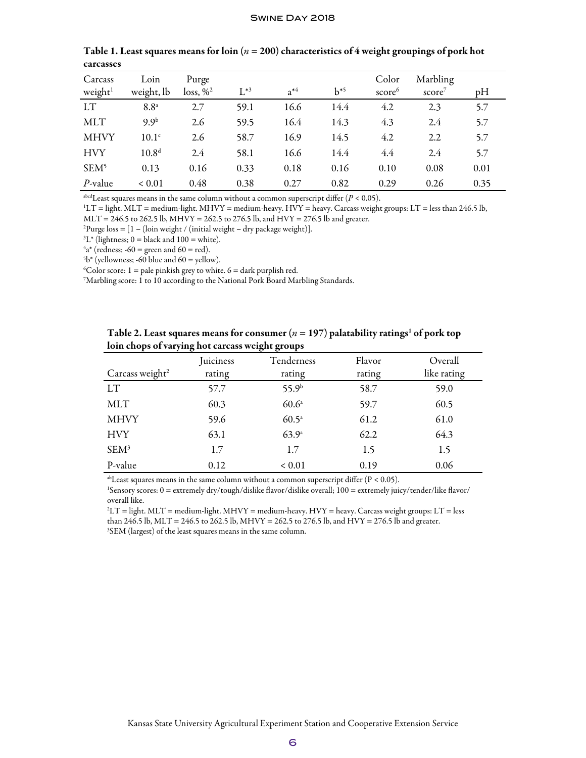**Table 1. Least squares means for loin ($n$ = 200) characteristics of 4 weight groupings of pork hot carcasses**

| Carcass weight[1] | Loin weight, lb | Purge loss, %[2] | L*[3] | a*[4] | b*[5] | Color score[6] | Marbling score[7] | pH |
|---|---|---|---|---|---|---|---|---|
| LT | 8.8[a] | 2.7 | 59.1 | 16.6 | 14.4 | 4.2 | 2.3 | 5.7 |
| MLT | 9.9[b] | 2.6 | 59.5 | 16.4 | 14.3 | 4.3 | 2.4 | 5.7 |
| MHVY | 10.1[c] | 2.6 | 58.7 | 16.9 | 14.5 | 4.2 | 2.2 | 5.7 |
| HVY | 10.8[d] | 2.4 | 58.1 | 16.6 | 14.4 | 4.4 | 2.4 | 5.7 |
| SEM[5] | 0.13 | 0.16 | 0.33 | 0.18 | 0.16 | 0.10 | 0.08 | 0.01 |
| *P*-value | < 0.01 | 0.48 | 0.38 | 0.27 | 0.82 | 0.29 | 0.26 | 0.35 |

[abcd]Least squares means in the same column without a common superscript differ ($P < 0.05$).

[1]LT = light. MLT = medium-light. MHVY = medium-heavy. HVY = heavy. Carcass weight groups: LT = less than 246.5 lb, MLT = 246.5 to 262.5 lb, MHVY = 262.5 to 276.5 lb, and HVY = 276.5 lb and greater.

[2]Purge loss = [1 – (loin weight / (initial weight – dry package weight)].

[3]L* (lightness; 0 = black and 100 = white).

[4]a* (redness; -60 = green and 60 = red).

[5]b* (yellowness; -60 blue and 60 = yellow).

[6]Color score: 1 = pale pinkish grey to white. 6 = dark purplish red.

[7]Marbling score: 1 to 10 according to the National Pork Board Marbling Standards.

**Table 2. Least squares means for consumer ($n$ = 197) palatability ratings[1] of pork top loin chops of varying hot carcass weight groups**

| Carcass weight[2] | Juiciness rating | Tenderness rating | Flavor rating | Overall like rating |
|---|---|---|---|---|
| LT | 57.7 | 55.9[b] | 58.7 | 59.0 |
| MLT | 60.3 | 60.6[a] | 59.7 | 60.5 |
| MHVY | 59.6 | 60.5[a] | 61.2 | 61.0 |
| HVY | 63.1 | 63.9[a] | 62.2 | 64.3 |
| SEM[3] | 1.7 | 1.7 | 1.5 | 1.5 |
| P-value | 0.12 | < 0.01 | 0.19 | 0.06 |

[ab]Least squares means in the same column without a common superscript differ ($P < 0.05$).

[1]Sensory scores: 0 = extremely dry/tough/dislike flavor/dislike overall; 100 = extremely juicy/tender/like flavor/overall like.

[2]LT = light. MLT = medium-light. MHVY = medium-heavy. HVY = heavy. Carcass weight groups: LT = less than 246.5 lb, MLT = 246.5 to 262.5 lb, MHVY = 262.5 to 276.5 lb, and HVY = 276.5 lb and greater.

[3]SEM (largest) of the least squares means in the same column.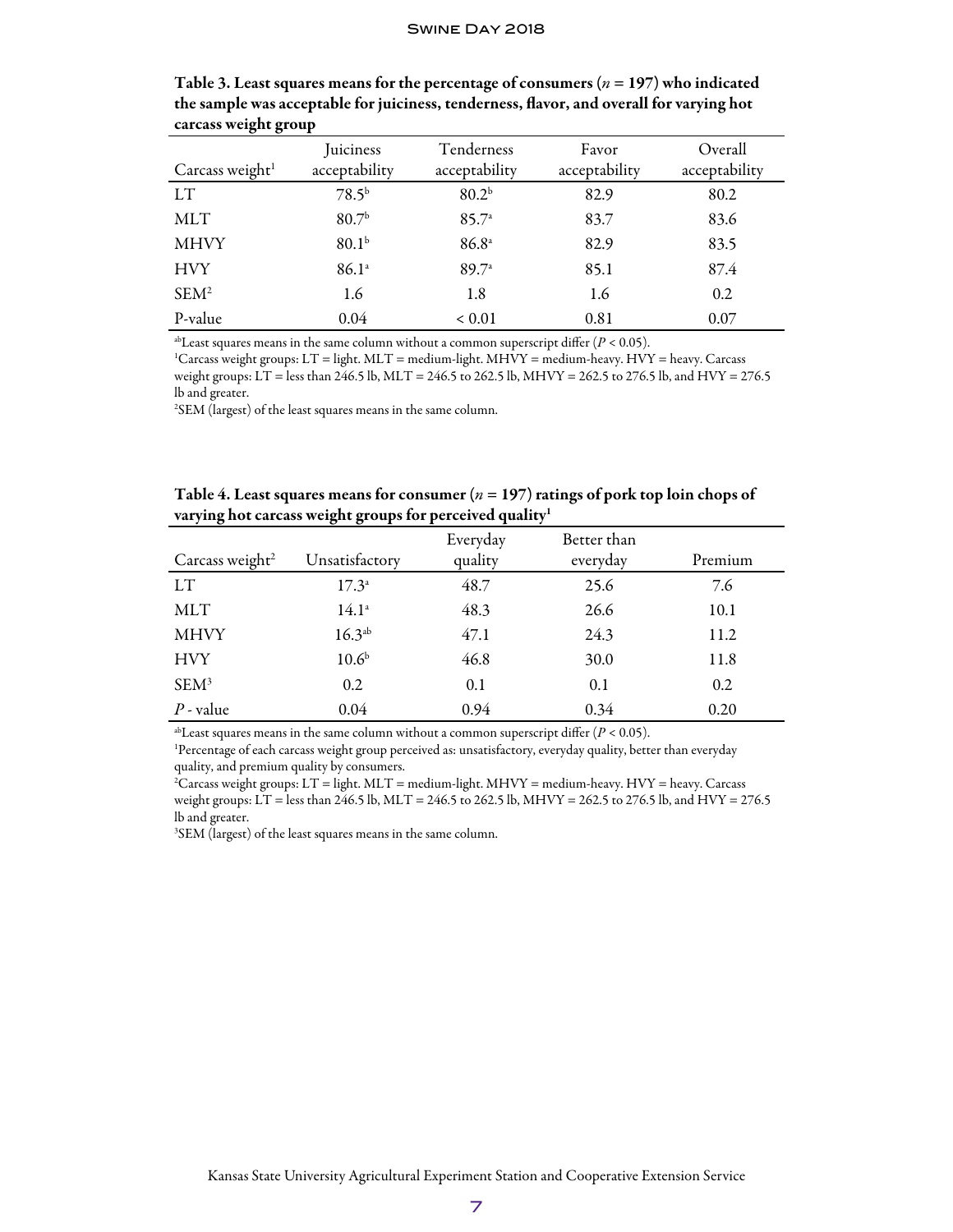**Table 3. Least squares means for the percentage of consumers ($n$ = 197) who indicated the sample was acceptable for juiciness, tenderness, flavor, and overall for varying hot carcass weight group**

| Carcass weight[1] | Juiciness acceptability | Tenderness acceptability | Favor acceptability | Overall acceptability |
|---|---|---|---|---|
| LT | 78.5[b] | 80.2[b] | 82.9 | 80.2 |
| MLT | 80.7[b] | 85.7[a] | 83.7 | 83.6 |
| MHVY | 80.1[b] | 86.8[a] | 82.9 | 83.5 |
| HVY | 86.1[a] | 89.7[a] | 85.1 | 87.4 |
| SEM[2] | 1.6 | 1.8 | 1.6 | 0.2 |
| P-value | 0.04 | < 0.01 | 0.81 | 0.07 |

[ab]Least squares means in the same column without a common superscript differ ($P$ < 0.05).

[1]Carcass weight groups: LT = light. MLT = medium-light. MHVY = medium-heavy. HVY = heavy. Carcass weight groups: LT = less than 246.5 lb, MLT = 246.5 to 262.5 lb, MHVY = 262.5 to 276.5 lb, and HVY = 276.5 lb and greater.

[2]SEM (largest) of the least squares means in the same column.

**Table 4. Least squares means for consumer ($n$ = 197) ratings of pork top loin chops of varying hot carcass weight groups for perceived quality[1]**

| Carcass weight[2] | Unsatisfactory | Everyday quality | Better than everyday | Premium |
|---|---|---|---|---|
| LT | 17.3[a] | 48.7 | 25.6 | 7.6 |
| MLT | 14.1[a] | 48.3 | 26.6 | 10.1 |
| MHVY | 16.3[ab] | 47.1 | 24.3 | 11.2 |
| HVY | 10.6[b] | 46.8 | 30.0 | 11.8 |
| SEM[3] | 0.2 | 0.1 | 0.1 | 0.2 |
| $P$ - value | 0.04 | 0.94 | 0.34 | 0.20 |

[ab]Least squares means in the same column without a common superscript differ ($P$ < 0.05).

[1]Percentage of each carcass weight group perceived as: unsatisfactory, everyday quality, better than everyday quality, and premium quality by consumers.

[2]Carcass weight groups: LT = light. MLT = medium-light. MHVY = medium-heavy. HVY = heavy. Carcass weight groups: LT = less than 246.5 lb, MLT = 246.5 to 262.5 lb, MHVY = 262.5 to 276.5 lb, and HVY = 276.5 lb and greater.

[3]SEM (largest) of the least squares means in the same column.